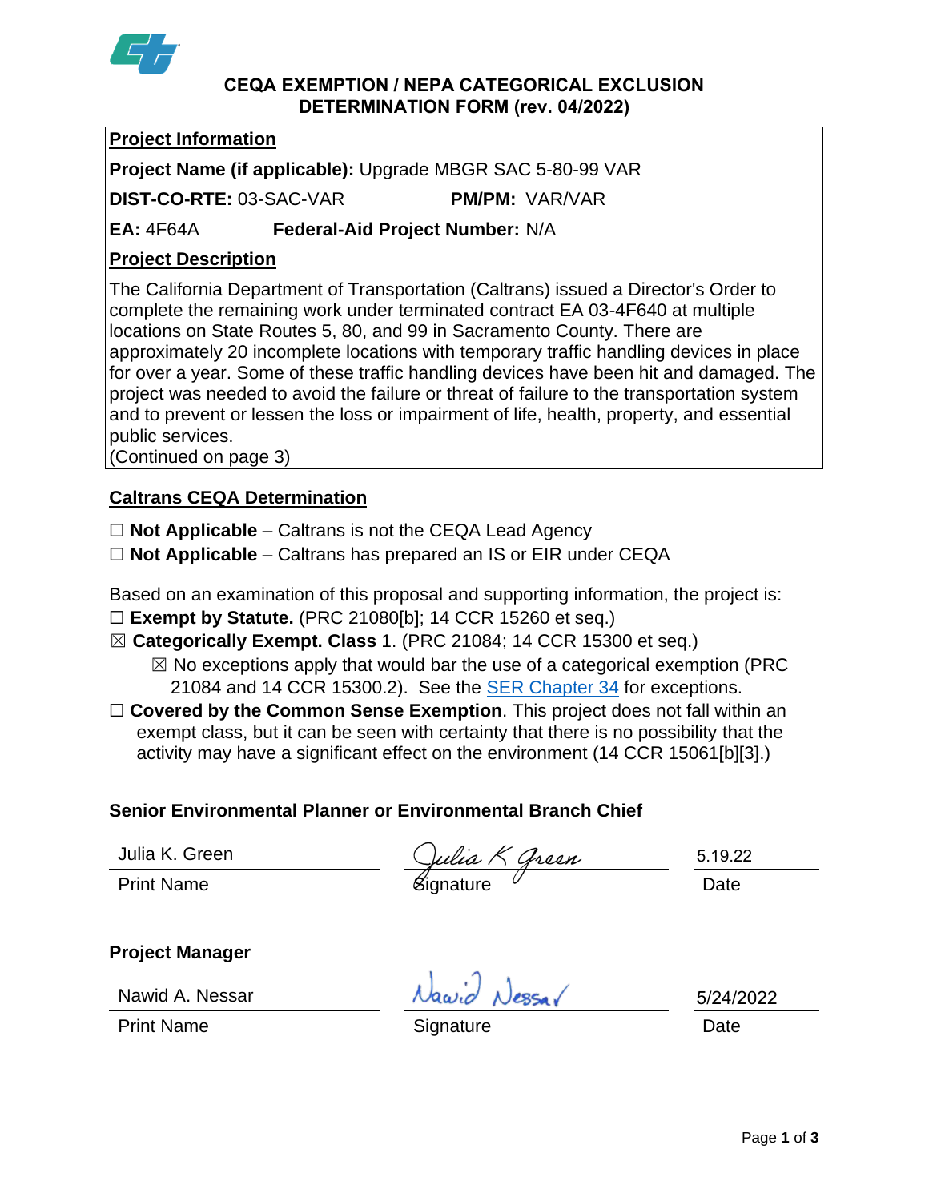# CEQA EXEMPTION / NEPA CATEGORICAL EXCLUSION DETERMINATION FORM (rev. 04/2022)

**Project Information**

**Project Name (if applicable):** Upgrade MBGR SAC 5-80-99 VAR

**DIST-CO-RTE:** 03-SAC-VAR **PM/PM:** VAR/VAR

**EA:** 4F64A **Federal-Aid Project Number:** N/A

**Project Description**

The California Department of Transportation (Caltrans) issued a Director's Order to complete the remaining work under terminated contract EA 03-4F640 at multiple locations on State Routes 5, 80, and 99 in Sacramento County. There are approximately 20 incomplete locations with temporary traffic handling devices in place for over a year. Some of these traffic handling devices have been hit and damaged. The project was needed to avoid the failure or threat of failure to the transportation system and to prevent or lessen the loss or impairment of life, health, property, and essential public services.
(Continued on page 3)

**Caltrans CEQA Determination**

☐ **Not Applicable** – Caltrans is not the CEQA Lead Agency

☐ **Not Applicable** – Caltrans has prepared an IS or EIR under CEQA

Based on an examination of this proposal and supporting information, the project is:

☐ **Exempt by Statute.** (PRC 21080[b]; 14 CCR 15260 et seq.)

☒ **Categorically Exempt. Class** 1. (PRC 21084; 14 CCR 15300 et seq.)

- ☒ No exceptions apply that would bar the use of a categorical exemption (PRC 21084 and 14 CCR 15300.2). See the SER Chapter 34 for exceptions.

☐ **Covered by the Common Sense Exemption**. This project does not fall within an exempt class, but it can be seen with certainty that there is no possibility that the activity may have a significant effect on the environment (14 CCR 15061[b][3].)

**Senior Environmental Planner or Environmental Branch Chief**

| Julia K. Green | Julia K Green | 5.19.22 |
|---|---|---|
| Print Name | Signature | Date |

**Project Manager**

| Nawid A. Nessar | Nawid Nessar | 5/24/2022 |
|---|---|---|
| Print Name | Signature | Date |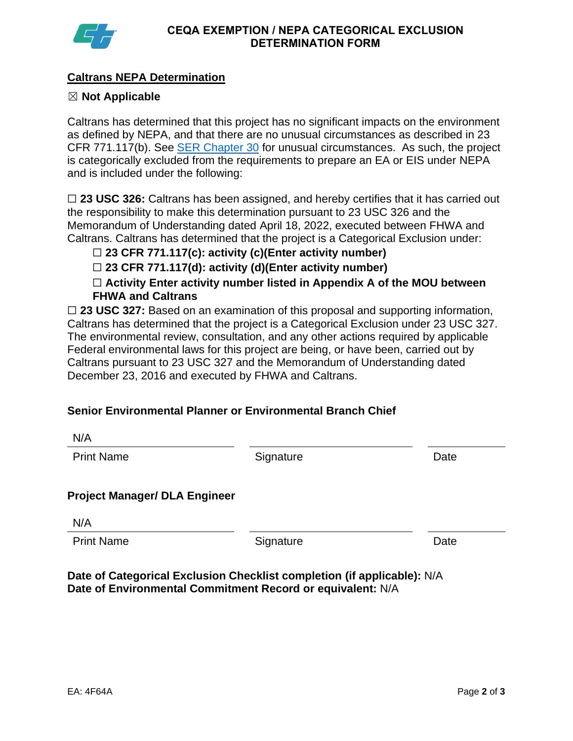## Caltrans NEPA Determination

☒ **Not Applicable**

Caltrans has determined that this project has no significant impacts on the environment as defined by NEPA, and that there are no unusual circumstances as described in 23 CFR 771.117(b). See [SER Chapter 30](#) for unusual circumstances. As such, the project is categorically excluded from the requirements to prepare an EA or EIS under NEPA and is included under the following:

☐ **23 USC 326:** Caltrans has been assigned, and hereby certifies that it has carried out the responsibility to make this determination pursuant to 23 USC 326 and the Memorandum of Understanding dated April 18, 2022, executed between FHWA and Caltrans. Caltrans has determined that the project is a Categorical Exclusion under:

- ☐ **23 CFR 771.117(c): activity (c)(Enter activity number)**
- ☐ **23 CFR 771.117(d): activity (d)(Enter activity number)**
- ☐ **Activity Enter activity number listed in Appendix A of the MOU between FHWA and Caltrans**

☐ **23 USC 327:** Based on an examination of this proposal and supporting information, Caltrans has determined that the project is a Categorical Exclusion under 23 USC 327. The environmental review, consultation, and any other actions required by applicable Federal environmental laws for this project are being, or have been, carried out by Caltrans pursuant to 23 USC 327 and the Memorandum of Understanding dated December 23, 2016 and executed by FHWA and Caltrans.

**Senior Environmental Planner or Environmental Branch Chief**

| N/A | | |
|---|---|---|
| Print Name | Signature | Date |

**Project Manager/ DLA Engineer**

| N/A | | |
|---|---|---|
| Print Name | Signature | Date |

**Date of Categorical Exclusion Checklist completion (if applicable):** N/A
**Date of Environmental Commitment Record or equivalent:** N/A

EA: 4F64A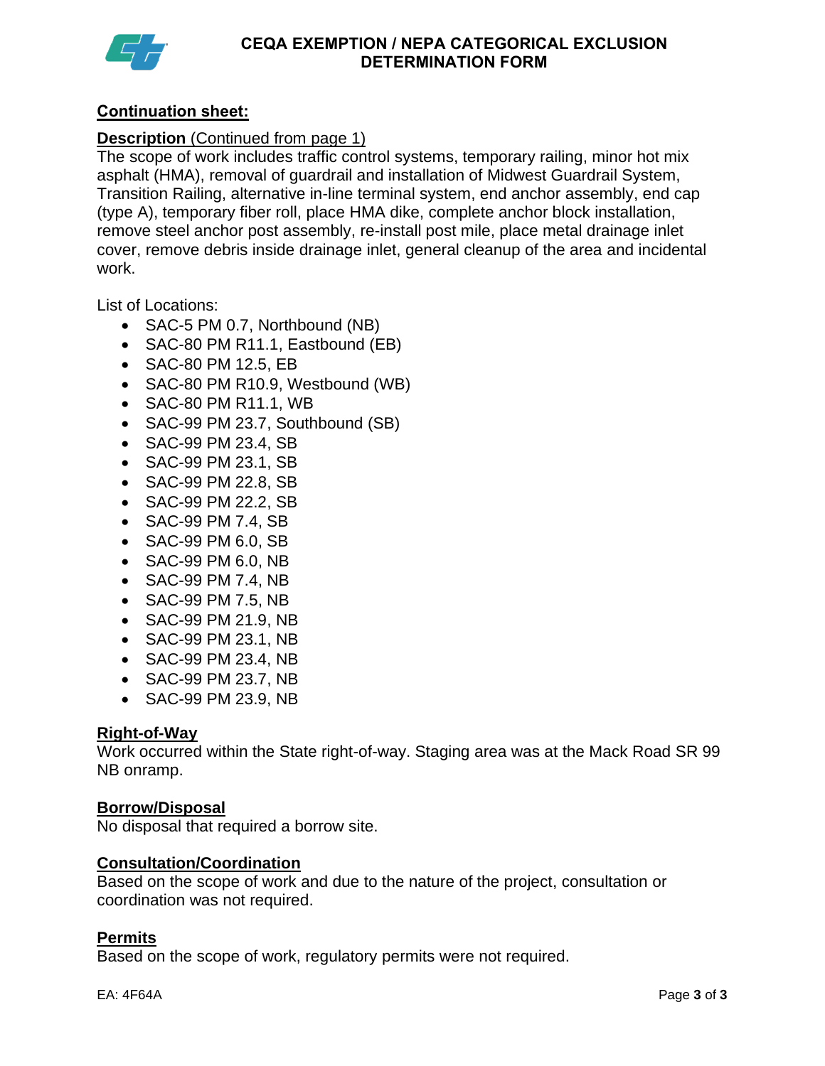# CEQA EXEMPTION / NEPA CATEGORICAL EXCLUSION DETERMINATION FORM

**Continuation sheet:**

**Description** (Continued from page 1)

The scope of work includes traffic control systems, temporary railing, minor hot mix asphalt (HMA), removal of guardrail and installation of Midwest Guardrail System, Transition Railing, alternative in-line terminal system, end anchor assembly, end cap (type A), temporary fiber roll, place HMA dike, complete anchor block installation, remove steel anchor post assembly, re-install post mile, place metal drainage inlet cover, remove debris inside drainage inlet, general cleanup of the area and incidental work.

List of Locations:

- SAC-5 PM 0.7, Northbound (NB)
- SAC-80 PM R11.1, Eastbound (EB)
- SAC-80 PM 12.5, EB
- SAC-80 PM R10.9, Westbound (WB)
- SAC-80 PM R11.1, WB
- SAC-99 PM 23.7, Southbound (SB)
- SAC-99 PM 23.4, SB
- SAC-99 PM 23.1, SB
- SAC-99 PM 22.8, SB
- SAC-99 PM 22.2, SB
- SAC-99 PM 7.4, SB
- SAC-99 PM 6.0, SB
- SAC-99 PM 6.0, NB
- SAC-99 PM 7.4, NB
- SAC-99 PM 7.5, NB
- SAC-99 PM 21.9, NB
- SAC-99 PM 23.1, NB
- SAC-99 PM 23.4, NB
- SAC-99 PM 23.7, NB
- SAC-99 PM 23.9, NB

**Right-of-Way**

Work occurred within the State right-of-way. Staging area was at the Mack Road SR 99 NB onramp.

**Borrow/Disposal**

No disposal that required a borrow site.

**Consultation/Coordination**

Based on the scope of work and due to the nature of the project, consultation or coordination was not required.

**Permits**

Based on the scope of work, regulatory permits were not required.

EA: 4F64A